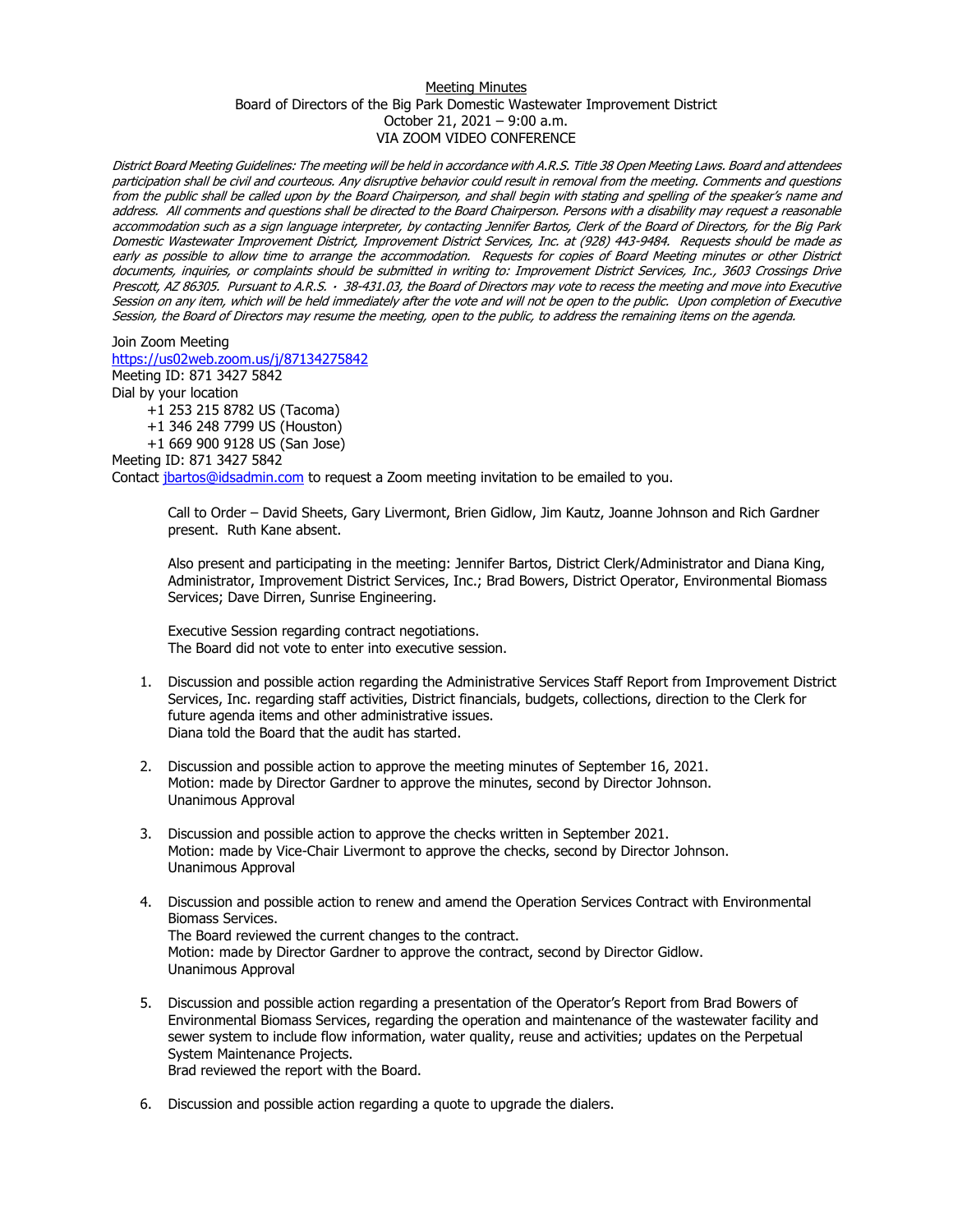<u>Meeting Minutes</u>

Board of Directors of the Big Park Domestic Wastewater Improvement District
October 21, 2021 – 9:00 a.m.
VIA ZOOM VIDEO CONFERENCE

*District Board Meeting Guidelines: The meeting will be held in accordance with A.R.S. Title 38 Open Meeting Laws. Board and attendees participation shall be civil and courteous. Any disruptive behavior could result in removal from the meeting. Comments and questions from the public shall be called upon by the Board Chairperson, and shall begin with stating and spelling of the speaker's name and address. All comments and questions shall be directed to the Board Chairperson. Persons with a disability may request a reasonable accommodation such as a sign language interpreter, by contacting Jennifer Bartos, Clerk of the Board of Directors, for the Big Park Domestic Wastewater Improvement District, Improvement District Services, Inc. at (928) 443-9484. Requests should be made as early as possible to allow time to arrange the accommodation. Requests for copies of Board Meeting minutes or other District documents, inquiries, or complaints should be submitted in writing to: Improvement District Services, Inc., 3603 Crossings Drive Prescott, AZ 86305. Pursuant to A.R.S. · 38-431.03, the Board of Directors may vote to recess the meeting and move into Executive Session on any item, which will be held immediately after the vote and will not be open to the public. Upon completion of Executive Session, the Board of Directors may resume the meeting, open to the public, to address the remaining items on the agenda.*

Join Zoom Meeting
https://us02web.zoom.us/j/87134275842
Meeting ID: 871 3427 5842
Dial by your location
+1 253 215 8782 US (Tacoma)
+1 346 248 7799 US (Houston)
+1 669 900 9128 US (San Jose)
Meeting ID: 871 3427 5842
Contact jbartos@idsadmin.com to request a Zoom meeting invitation to be emailed to you.

Call to Order – David Sheets, Gary Livermont, Brien Gidlow, Jim Kautz, Joanne Johnson and Rich Gardner present. Ruth Kane absent.

Also present and participating in the meeting: Jennifer Bartos, District Clerk/Administrator and Diana King, Administrator, Improvement District Services, Inc.; Brad Bowers, District Operator, Environmental Biomass Services; Dave Dirren, Sunrise Engineering.

Executive Session regarding contract negotiations.
The Board did not vote to enter into executive session.

1. Discussion and possible action regarding the Administrative Services Staff Report from Improvement District Services, Inc. regarding staff activities, District financials, budgets, collections, direction to the Clerk for future agenda items and other administrative issues.
   Diana told the Board that the audit has started.

2. Discussion and possible action to approve the meeting minutes of September 16, 2021.
   Motion: made by Director Gardner to approve the minutes, second by Director Johnson.
   Unanimous Approval

3. Discussion and possible action to approve the checks written in September 2021.
   Motion: made by Vice-Chair Livermont to approve the checks, second by Director Johnson.
   Unanimous Approval

4. Discussion and possible action to renew and amend the Operation Services Contract with Environmental Biomass Services.
   The Board reviewed the current changes to the contract.
   Motion: made by Director Gardner to approve the contract, second by Director Gidlow.
   Unanimous Approval

5. Discussion and possible action regarding a presentation of the Operator's Report from Brad Bowers of Environmental Biomass Services, regarding the operation and maintenance of the wastewater facility and sewer system to include flow information, water quality, reuse and activities; updates on the Perpetual System Maintenance Projects.
   Brad reviewed the report with the Board.

6. Discussion and possible action regarding a quote to upgrade the dialers.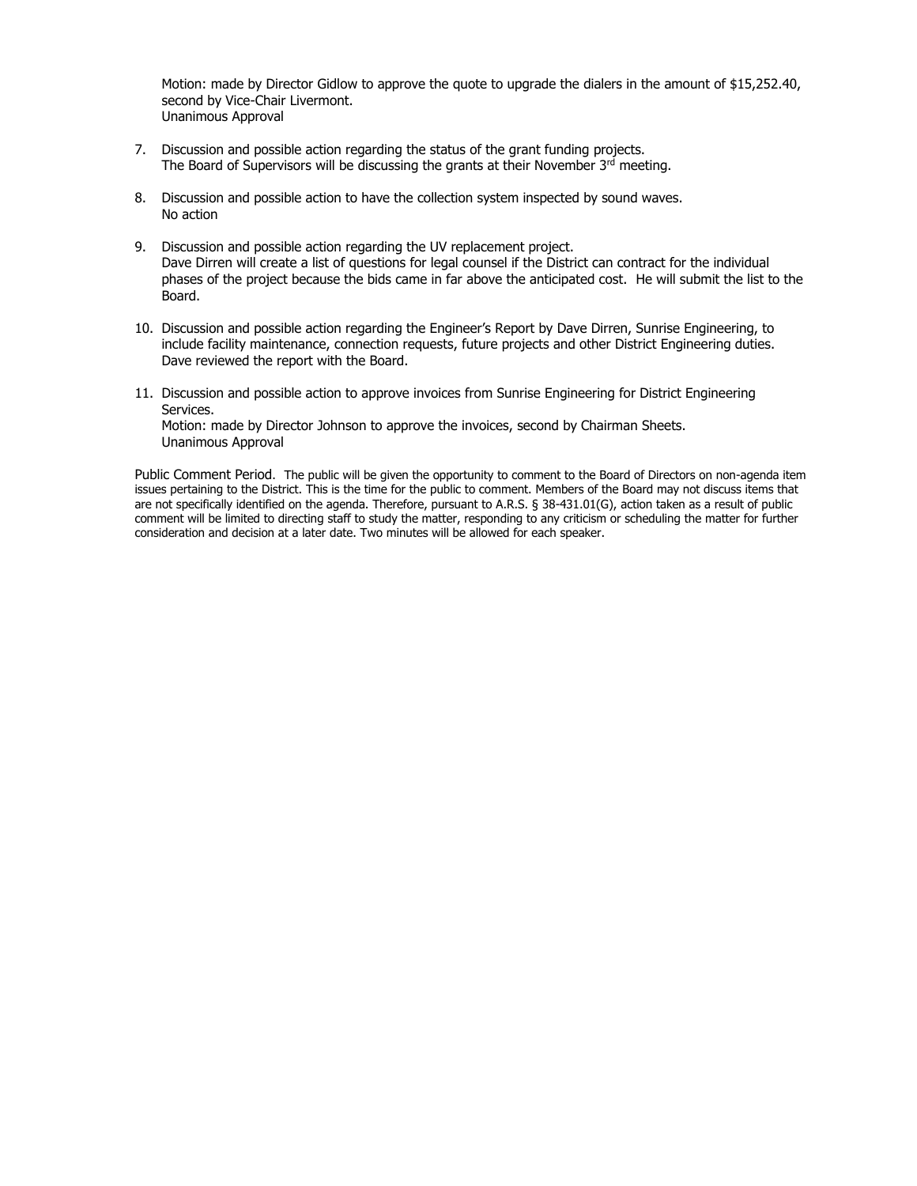Motion: made by Director Gidlow to approve the quote to upgrade the dialers in the amount of $15,252.40, second by Vice-Chair Livermont.
Unanimous Approval

7. Discussion and possible action regarding the status of the grant funding projects.
   The Board of Supervisors will be discussing the grants at their November 3rd meeting.

8. Discussion and possible action to have the collection system inspected by sound waves.
   No action

9. Discussion and possible action regarding the UV replacement project.
   Dave Dirren will create a list of questions for legal counsel if the District can contract for the individual phases of the project because the bids came in far above the anticipated cost. He will submit the list to the Board.

10. Discussion and possible action regarding the Engineer's Report by Dave Dirren, Sunrise Engineering, to include facility maintenance, connection requests, future projects and other District Engineering duties.
    Dave reviewed the report with the Board.

11. Discussion and possible action to approve invoices from Sunrise Engineering for District Engineering Services.
    Motion: made by Director Johnson to approve the invoices, second by Chairman Sheets.
    Unanimous Approval

Public Comment Period. The public will be given the opportunity to comment to the Board of Directors on non-agenda item issues pertaining to the District. This is the time for the public to comment. Members of the Board may not discuss items that are not specifically identified on the agenda. Therefore, pursuant to A.R.S. § 38-431.01(G), action taken as a result of public comment will be limited to directing staff to study the matter, responding to any criticism or scheduling the matter for further consideration and decision at a later date. Two minutes will be allowed for each speaker.